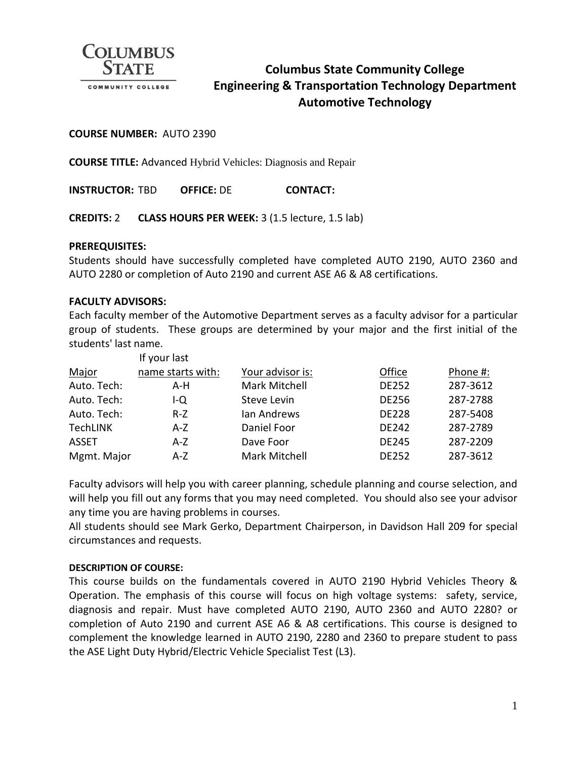# Columbus State Community College
## Engineering & Transportation Technology Department
## Automotive Technology

**COURSE NUMBER:** AUTO 2390

**COURSE TITLE:** Advanced Hybrid Vehicles: Diagnosis and Repair

**INSTRUCTOR:** TBD **OFFICE:** DE **CONTACT:**

**CREDITS:** 2 **CLASS HOURS PER WEEK:** 3 (1.5 lecture, 1.5 lab)

**PREREQUISITES:**
Students should have successfully completed have completed AUTO 2190, AUTO 2360 and AUTO 2280 or completion of Auto 2190 and current ASE A6 & A8 certifications.

**FACULTY ADVISORS:**
Each faculty member of the Automotive Department serves as a faculty advisor for a particular group of students. These groups are determined by your major and the first initial of the students' last name.

| Major | If your last name starts with: | Your advisor is: | Office | Phone #: |
|---|---|---|---|---|
| Auto. Tech: | A-H | Mark Mitchell | DE252 | 287-3612 |
| Auto. Tech: | I-Q | Steve Levin | DE256 | 287-2788 |
| Auto. Tech: | R-Z | Ian Andrews | DE228 | 287-5408 |
| TechLINK | A-Z | Daniel Foor | DE242 | 287-2789 |
| ASSET | A-Z | Dave Foor | DE245 | 287-2209 |
| Mgmt. Major | A-Z | Mark Mitchell | DE252 | 287-3612 |

Faculty advisors will help you with career planning, schedule planning and course selection, and will help you fill out any forms that you may need completed. You should also see your advisor any time you are having problems in courses.
All students should see Mark Gerko, Department Chairperson, in Davidson Hall 209 for special circumstances and requests.

**DESCRIPTION OF COURSE:**
This course builds on the fundamentals covered in AUTO 2190 Hybrid Vehicles Theory & Operation. The emphasis of this course will focus on high voltage systems: safety, service, diagnosis and repair. Must have completed AUTO 2190, AUTO 2360 and AUTO 2280? or completion of Auto 2190 and current ASE A6 & A8 certifications. This course is designed to complement the knowledge learned in AUTO 2190, 2280 and 2360 to prepare student to pass the ASE Light Duty Hybrid/Electric Vehicle Specialist Test (L3).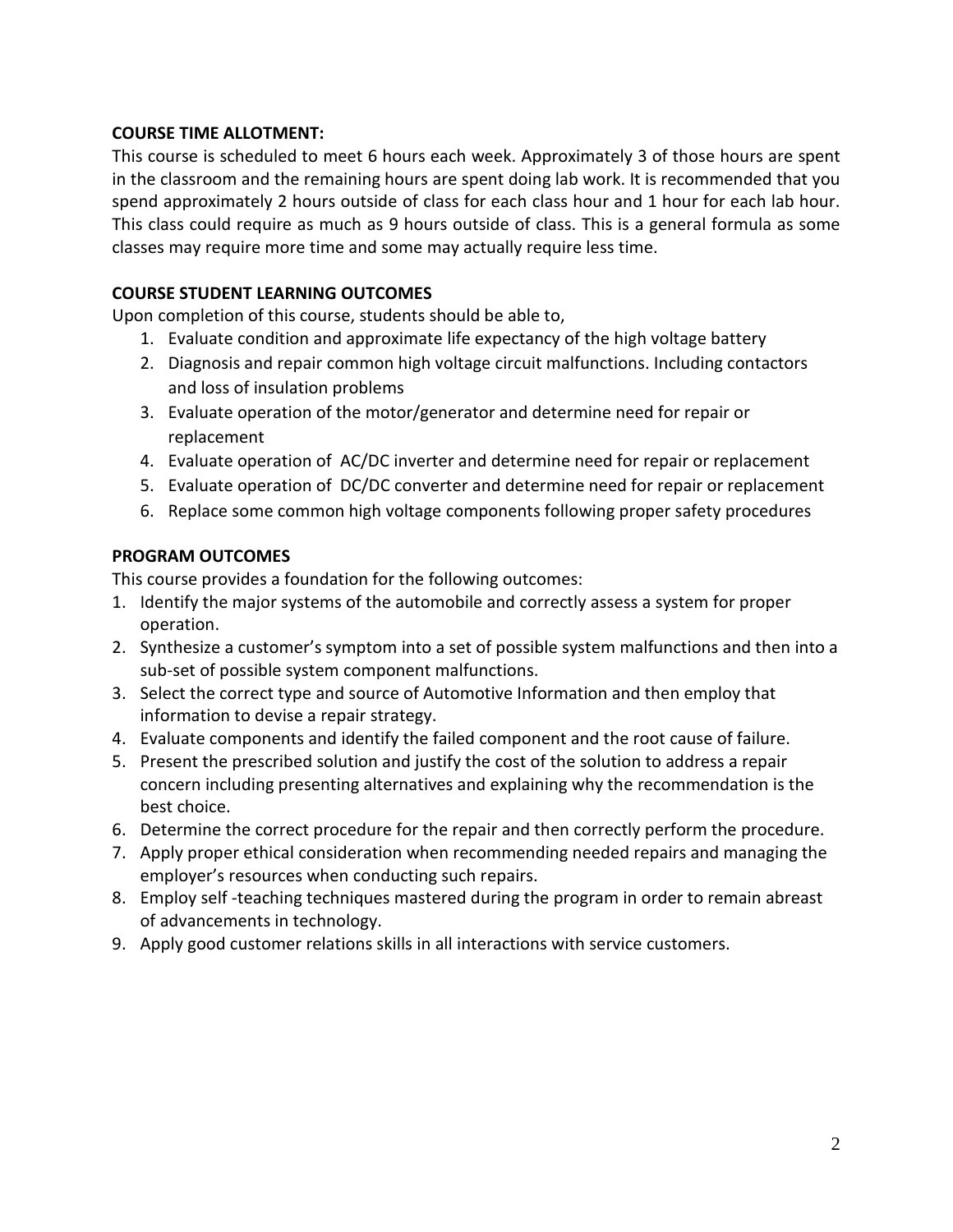**COURSE TIME ALLOTMENT:**
This course is scheduled to meet 6 hours each week. Approximately 3 of those hours are spent in the classroom and the remaining hours are spent doing lab work. It is recommended that you spend approximately 2 hours outside of class for each class hour and 1 hour for each lab hour. This class could require as much as 9 hours outside of class. This is a general formula as some classes may require more time and some may actually require less time.

**COURSE STUDENT LEARNING OUTCOMES**
Upon completion of this course, students should be able to,

1. Evaluate condition and approximate life expectancy of the high voltage battery
2. Diagnosis and repair common high voltage circuit malfunctions. Including contactors and loss of insulation problems
3. Evaluate operation of the motor/generator and determine need for repair or replacement
4. Evaluate operation of AC/DC inverter and determine need for repair or replacement
5. Evaluate operation of DC/DC converter and determine need for repair or replacement
6. Replace some common high voltage components following proper safety procedures

**PROGRAM OUTCOMES**
This course provides a foundation for the following outcomes:

1. Identify the major systems of the automobile and correctly assess a system for proper operation.
2. Synthesize a customer's symptom into a set of possible system malfunctions and then into a sub-set of possible system component malfunctions.
3. Select the correct type and source of Automotive Information and then employ that information to devise a repair strategy.
4. Evaluate components and identify the failed component and the root cause of failure.
5. Present the prescribed solution and justify the cost of the solution to address a repair concern including presenting alternatives and explaining why the recommendation is the best choice.
6. Determine the correct procedure for the repair and then correctly perform the procedure.
7. Apply proper ethical consideration when recommending needed repairs and managing the employer's resources when conducting such repairs.
8. Employ self -teaching techniques mastered during the program in order to remain abreast of advancements in technology.
9. Apply good customer relations skills in all interactions with service customers.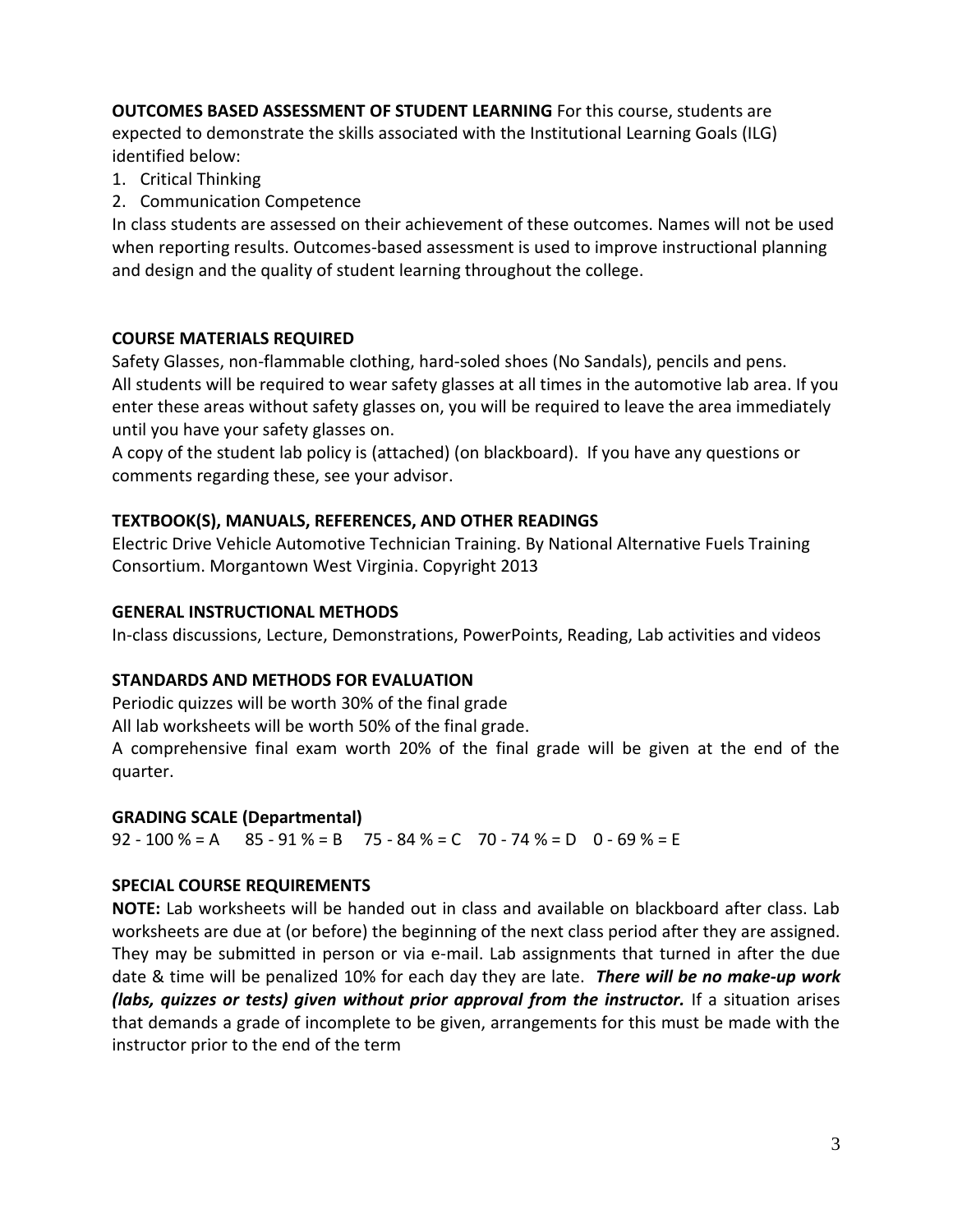**OUTCOMES BASED ASSESSMENT OF STUDENT LEARNING** For this course, students are expected to demonstrate the skills associated with the Institutional Learning Goals (ILG) identified below:

1. Critical Thinking
2. Communication Competence

In class students are assessed on their achievement of these outcomes. Names will not be used when reporting results. Outcomes-based assessment is used to improve instructional planning and design and the quality of student learning throughout the college.

**COURSE MATERIALS REQUIRED**

Safety Glasses, non-flammable clothing, hard-soled shoes (No Sandals), pencils and pens.
All students will be required to wear safety glasses at all times in the automotive lab area. If you enter these areas without safety glasses on, you will be required to leave the area immediately until you have your safety glasses on.
A copy of the student lab policy is (attached) (on blackboard). If you have any questions or comments regarding these, see your advisor.

**TEXTBOOK(S), MANUALS, REFERENCES, AND OTHER READINGS**

Electric Drive Vehicle Automotive Technician Training. By National Alternative Fuels Training Consortium. Morgantown West Virginia. Copyright 2013

**GENERAL INSTRUCTIONAL METHODS**

In-class discussions, Lecture, Demonstrations, PowerPoints, Reading, Lab activities and videos

**STANDARDS AND METHODS FOR EVALUATION**

Periodic quizzes will be worth 30% of the final grade
All lab worksheets will be worth 50% of the final grade.
A comprehensive final exam worth 20% of the final grade will be given at the end of the quarter.

**GRADING SCALE (Departmental)**

92 - 100 % = A    85 - 91 % = B    75 - 84 % = C    70 - 74 % = D    0 - 69 % = E

**SPECIAL COURSE REQUIREMENTS**

**NOTE:** Lab worksheets will be handed out in class and available on blackboard after class. Lab worksheets are due at (or before) the beginning of the next class period after they are assigned. They may be submitted in person or via e-mail. Lab assignments that turned in after the due date & time will be penalized 10% for each day they are late. ***There will be no make-up work (labs, quizzes or tests) given without prior approval from the instructor.*** If a situation arises that demands a grade of incomplete to be given, arrangements for this must be made with the instructor prior to the end of the term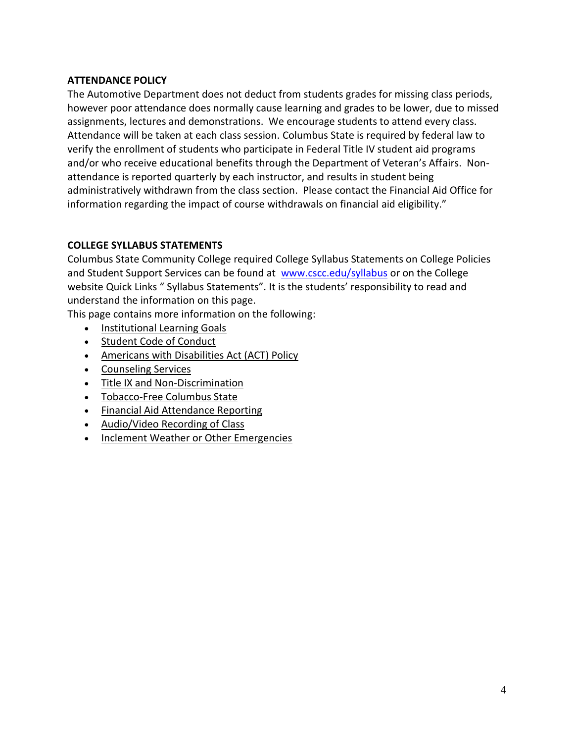## ATTENDANCE POLICY

The Automotive Department does not deduct from students grades for missing class periods, however poor attendance does normally cause learning and grades to be lower, due to missed assignments, lectures and demonstrations. We encourage students to attend every class. Attendance will be taken at each class session. Columbus State is required by federal law to verify the enrollment of students who participate in Federal Title IV student aid programs and/or who receive educational benefits through the Department of Veteran's Affairs. Non-attendance is reported quarterly by each instructor, and results in student being administratively withdrawn from the class section. Please contact the Financial Aid Office for information regarding the impact of course withdrawals on financial aid eligibility."

## COLLEGE SYLLABUS STATEMENTS

Columbus State Community College required College Syllabus Statements on College Policies and Student Support Services can be found at [www.cscc.edu/syllabus](http://www.cscc.edu/syllabus) or on the College website Quick Links " Syllabus Statements". It is the students' responsibility to read and understand the information on this page.

This page contains more information on the following:

- Institutional Learning Goals
- Student Code of Conduct
- Americans with Disabilities Act (ACT) Policy
- Counseling Services
- Title IX and Non-Discrimination
- Tobacco-Free Columbus State
- Financial Aid Attendance Reporting
- Audio/Video Recording of Class
- Inclement Weather or Other Emergencies